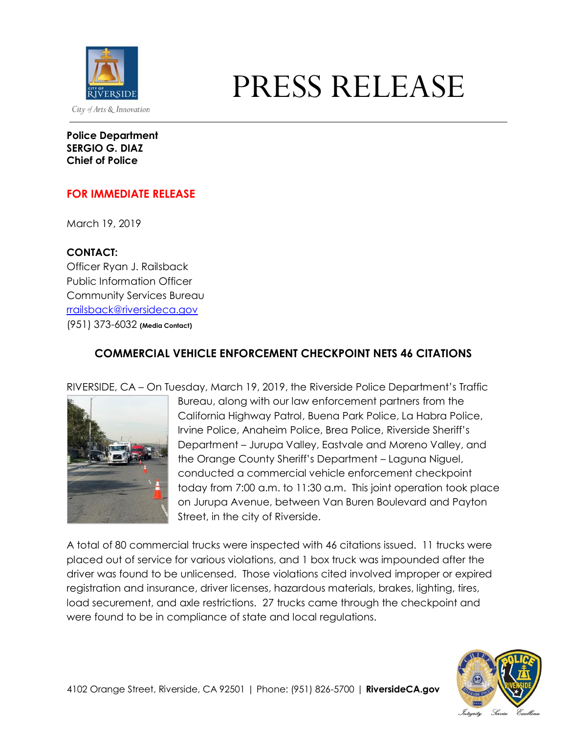# PRESS RELEASE

City of Arts & Innovation

**Police Department**
**SERGIO G. DIAZ**
**Chief of Police**

**FOR IMMEDIATE RELEASE**

March 19, 2019

**CONTACT:**
Officer Ryan J. Railsback
Public Information Officer
Community Services Bureau
rrailsback@riversideca.gov
(951) 373-6032 **(Media Contact)**

## COMMERCIAL VEHICLE ENFORCEMENT CHECKPOINT NETS 46 CITATIONS

RIVERSIDE, CA – On Tuesday, March 19, 2019, the Riverside Police Department's Traffic Bureau, along with our law enforcement partners from the California Highway Patrol, Buena Park Police, La Habra Police, Irvine Police, Anaheim Police, Brea Police, Riverside Sheriff's Department – Jurupa Valley, Eastvale and Moreno Valley, and the Orange County Sheriff's Department – Laguna Niguel, conducted a commercial vehicle enforcement checkpoint today from 7:00 a.m. to 11:30 a.m. This joint operation took place on Jurupa Avenue, between Van Buren Boulevard and Payton Street, in the city of Riverside.

A total of 80 commercial trucks were inspected with 46 citations issued. 11 trucks were placed out of service for various violations, and 1 box truck was impounded after the driver was found to be unlicensed. Those violations cited involved improper or expired registration and insurance, driver licenses, hazardous materials, brakes, lighting, tires, load securement, and axle restrictions. 27 trucks came through the checkpoint and were found to be in compliance of state and local regulations.

4102 Orange Street, Riverside, CA 92501 | Phone: (951) 826-5700 | **RiversideCA.gov**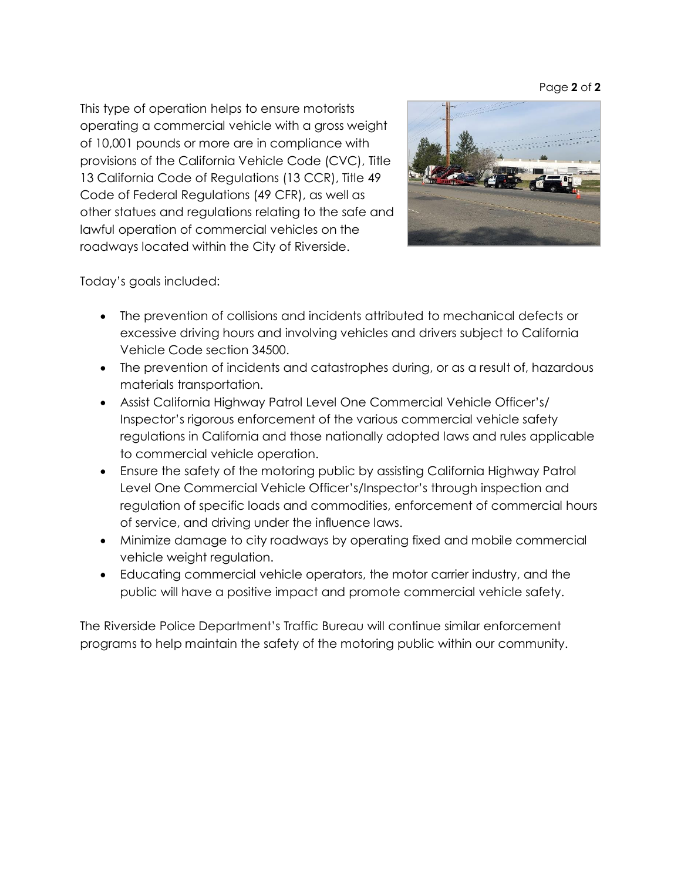This type of operation helps to ensure motorists operating a commercial vehicle with a gross weight of 10,001 pounds or more are in compliance with provisions of the California Vehicle Code (CVC), Title 13 California Code of Regulations (13 CCR), Title 49 Code of Federal Regulations (49 CFR), as well as other statues and regulations relating to the safe and lawful operation of commercial vehicles on the roadways located within the City of Riverside.

Today's goals included:

- The prevention of collisions and incidents attributed to mechanical defects or excessive driving hours and involving vehicles and drivers subject to California Vehicle Code section 34500.
- The prevention of incidents and catastrophes during, or as a result of, hazardous materials transportation.
- Assist California Highway Patrol Level One Commercial Vehicle Officer's/ Inspector's rigorous enforcement of the various commercial vehicle safety regulations in California and those nationally adopted laws and rules applicable to commercial vehicle operation.
- Ensure the safety of the motoring public by assisting California Highway Patrol Level One Commercial Vehicle Officer's/Inspector's through inspection and regulation of specific loads and commodities, enforcement of commercial hours of service, and driving under the influence laws.
- Minimize damage to city roadways by operating fixed and mobile commercial vehicle weight regulation.
- Educating commercial vehicle operators, the motor carrier industry, and the public will have a positive impact and promote commercial vehicle safety.

The Riverside Police Department's Traffic Bureau will continue similar enforcement programs to help maintain the safety of the motoring public within our community.